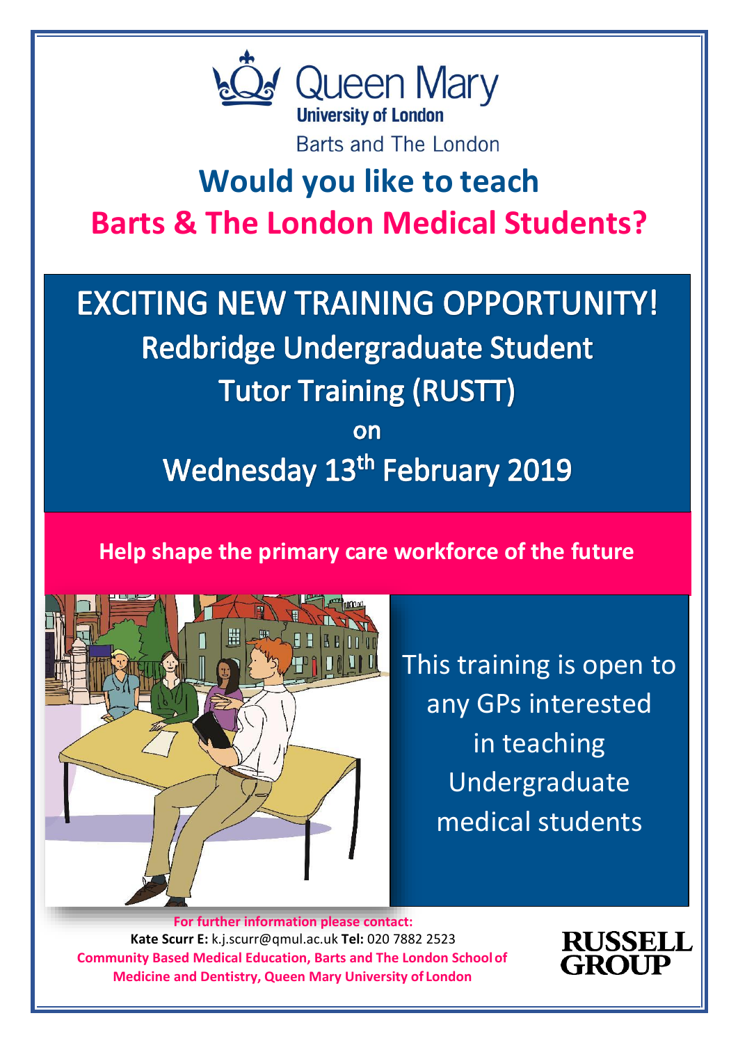Queen Mary University of London

Barts and The London

# Would you like to teach Barts & The London Medical Students?

## EXCITING NEW TRAINING OPPORTUNITY!

## Redbridge Undergraduate Student Tutor Training (RUSTT)

on

## Wednesday 13th February 2019

**Help shape the primary care workforce of the future**

This training is open to any GPs interested in teaching Undergraduate medical students

**For further information please contact:**

**Kate Scurr E:** k.j.scurr@qmul.ac.uk **Tel:** 020 7882 2523

**Community Based Medical Education, Barts and The London School of Medicine and Dentistry, Queen Mary University of London**

RUSSELL GROUP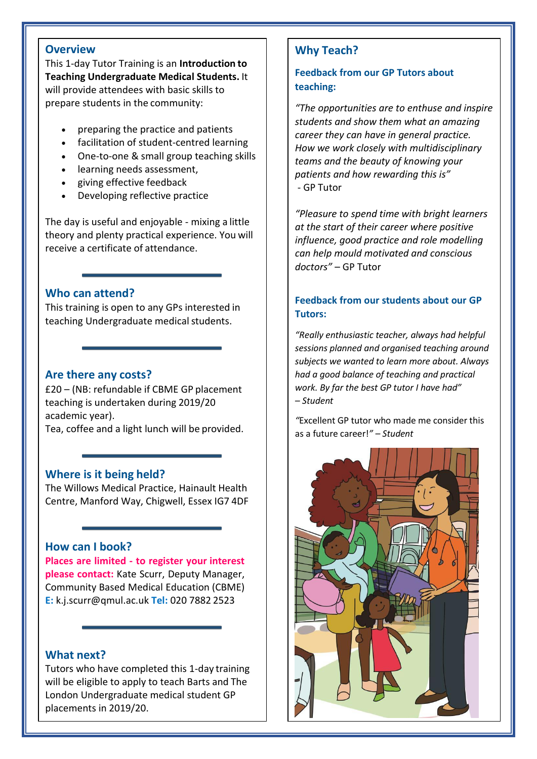## Overview

This 1-day Tutor Training is an **Introduction to Teaching Undergraduate Medical Students.** It will provide attendees with basic skills to prepare students in the community:

- preparing the practice and patients
- facilitation of student-centred learning
- One-to-one & small group teaching skills
- learning needs assessment,
- giving effective feedback
- Developing reflective practice

The day is useful and enjoyable - mixing a little theory and plenty practical experience. You will receive a certificate of attendance.

## Who can attend?

This training is open to any GPs interested in teaching Undergraduate medical students.

## Are there any costs?

£20 – (NB: refundable if CBME GP placement teaching is undertaken during 2019/20 academic year).
Tea, coffee and a light lunch will be provided.

## Where is it being held?

The Willows Medical Practice, Hainault Health Centre, Manford Way, Chigwell, Essex IG7 4DF

## How can I book?

**Places are limited - to register your interest please contact:** Kate Scurr, Deputy Manager, Community Based Medical Education (CBME)
**E:** k.j.scurr@qmul.ac.uk **Tel:** 020 7882 2523

## What next?

Tutors who have completed this 1-day training will be eligible to apply to teach Barts and The London Undergraduate medical student GP placements in 2019/20.

## Why Teach?

### Feedback from our GP Tutors about teaching:

*"The opportunities are to enthuse and inspire students and show them what an amazing career they can have in general practice. How we work closely with multidisciplinary teams and the beauty of knowing your patients and how rewarding this is"*
- GP Tutor

*"Pleasure to spend time with bright learners at the start of their career where positive influence, good practice and role modelling can help mould motivated and conscious doctors"* – GP Tutor

### Feedback from our students about our GP Tutors:

*"Really enthusiastic teacher, always had helpful sessions planned and organised teaching around subjects we wanted to learn more about. Always had a good balance of teaching and practical work. By far the best GP tutor I have had"*
*– Student*

*"*Excellent GP tutor who made me consider this as a future career!*" – Student*